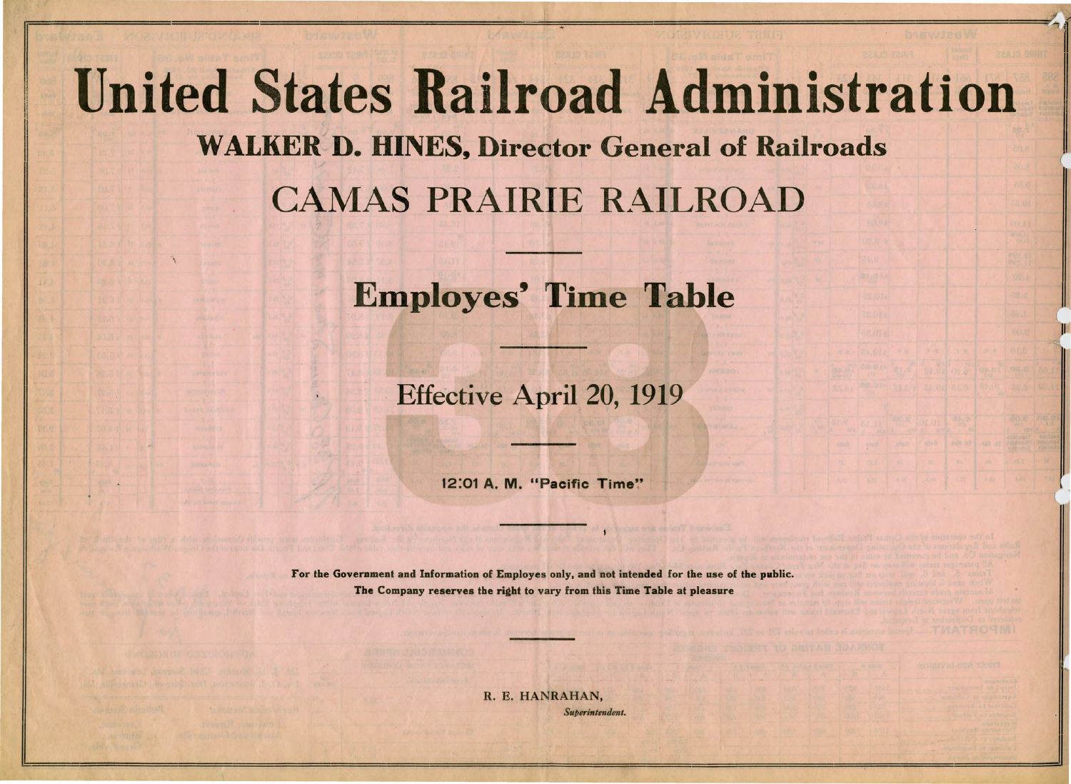# United States Railroad Administration

## WALKER D. HINES, Director General of Railroads

## CAMAS PRAIRIE RAILROAD

---

## Employes' Time Table

---

### Effective April 20, 1919

---

**12:01 A. M. "Pacific Time"**

---

**For the Government and Information of Employes only, and not intended for the use of the public.**

**The Company reserves the right to vary from this Time Table at pleasure**

---

R. E. HANRAHAN,
*Superintendent.*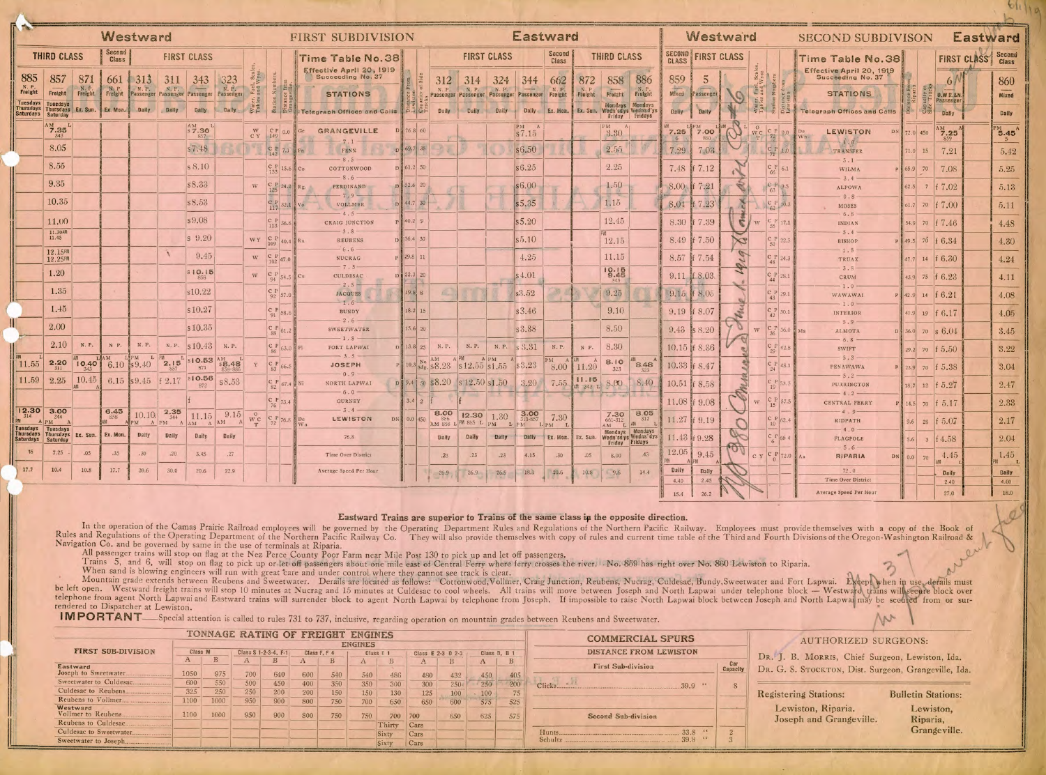# FIRST SUBDIVISION

**Time Table No. 38** — Effective April 20, 1919 — Succeeding No. 37

| Westward Third Class 885 N.P. Freight (Tuesdays Thursdays Saturdays) | Third Class 857 N.P. Freight (Tuesdays Thursdays Saturday) | Third Class 871 N.P. Freight (Ex. Sun.) | Second Class 661 N.P. Freight (Ex. Mon.) | First Class 313 N.P. Passenger (Daily) | First Class 311 N.P. Passenger (Daily) | First Class 343 N.P. Passenger (Daily) | First Class 323 N.P. Passenger (Daily) | Water, Fuel, Scales, Tables and Wyes | Station Numbers | Distance from Grangeville | Telegraph Call | STATIONS (Telegraph Offices and Calls) | Distance from Lewiston | Capacity of Side Tracks | Eastward First Class 312 N.P. Passenger (Daily) | First Class 314 N.P. Passenger (Daily) | First Class 324 N.P. Passenger (Daily) | First Class 344 N.P. Passenger (Daily) | Second Class 662 N.P. Freight (Ex. Mon.) | Third Class 872 N.P. Freight (Ex. Sun.) | Third Class 858 Freight (Mondays Wedn'sd'ys Friday) | Third Class 886 Freight (Mondays Wedns'dys Fridays) |
|---|---|---|---|---|---|---|---|---|---|---|---|---|---|---|---|---|---|---|---|---|---|---|
| | AM L 7.35 | | | | | AM L s7.30 | | W CY | CP 149 | 0.0 | Ge | GRANGEVILLE D | 76.8 | 60 | | | | PM A s7.15 | | | PM A 3.30 | |
| | | | | | | | | | | | | 7.1 | | | | | | | | | | |
| | 8.05 | | | | | s7.48 | | | CP 142 | 7.1 | Fn | FENN D | 69.7 | 35 | | | | s6.50 | | | 2.55 | |
| | | | | | | | | | | | | 8.5 | | | | | | | | | | |
| | 8.55 | | | | | s8.10 | | | CP 135 | 15.6 | Co | COTTONWOOD D | 61.2 | 50 | | | | s6.25 | | | 2.25 | |
| | | | | | | | | | | | | 8.6 | | | | | | | | | | |
| | 9.35 | | | | | s8.33 | | W | CP 126 | 24.2 | Rg | FERDINAND D | 52.6 | 20 | | | | s6.00 | | | 1.50 | |
| | | | | | | | | | | | | 7.9 | | | | | | | | | | |
| | 10.35 | | | | | s8.53 | | | CP 117 | 32.1 | Vo | VOLLMER D | 44.7 | 30 | | | | s5.35 | | | 1.15 | |
| | | | | | | | | | | | | 4.5 | | | | | | | | | | |
| | 11.00 | | | | | s9.08 | | | CP 113 | 36.6 | | CRAIG JUNCTION P | 40.2 | 9 | | | | s5.20 | | | 12.45 | |
| | | | | | | | | | | | | 3.8 | | | | | | | | | | |
| | 11.30AM 11.45 | | | | | s9.20 | | WY | CP 109 | 40.4 | Ru | REUBENS D | 36.4 | 30 | | | | s5.10 | | | PM 12.15 | |
| | | | | | | | | | | | | 6.6 | | | | | | | | | | |
| | 12.15PM 12.25PM | | | | | 9.45 | | W | CP 102 | 47.0 | | NUCRAG P | 29.8 | 11 | | | | 4.25 | | | 11.15 | |
| | | | | | | | | | | | | 7.5 | | | | | | | | | | |
| | 1.20 | | | | | s10.15 | | W | CP 94 | 54.5 | Cu | CULDESAC D | 22.3 | 20 | | | | s4.01 | | | 10.15 9.45 | |
| | | | | | | | | | | | | 2.5 | | | | | | | | | | |
| | 1.35 | | | | | s10.22 | | | CP 92 | 57.0 | | JACQUES | 19.8 | 8 | | | | s3.52 | | | 9.25 | |
| | | | | | | | | | | | | 1.6 | | | | | | | | | | |
| | 1.45 | | | | | s10.27 | | | CP 91 | 58.6 | | BUNDY | 18.2 | 15 | | | | s3.46 | | | 9.10 | |
| | | | | | | | | | | | | 2.6 | | | | | | | | | | |
| | 2.00 | | | | | s10.35 | | | CP 88 | 61.2 | | SWEETWATER | 15.6 | 20 | | | | s3.38 | | | 8.50 | |
| | | | | | | | | | | | | 1.8 | | | | | | | | | | |
| | 2.10 | N.P. | N.P. | N.P. | N.P. | s10.43 | N.P. | | CP 86 | 63.0 | Fl | FORT LAPWAI D | 13.8 | 25 | N.P. | N.P. | N.P. | s3.31 | N.P. | N.P. | 8.30 | |
| | | | | | | | | | | | | 3.5 | | | | | | | | | | |
| AM L 11.55 | 2.20 | AM 10.40 | AM L 6.10 | PM L s9.40 | PM 2.15 | s10.53 | AM s8.48 | Y | CP 83 | 66.5 | | JOSEPH P | 10.3 | Sdg. | AM A s8.23 | PM A s12.55 | PM s1.55 | s3.23 | PM A 8.00 | AM A 11.20 | AM 8.10 | AM 8.48 |
| | | | | | | | | | | | | 0.9 | | | | | | | | | | |
| 11.59 | 2.25 | 10.45 | 6.15 | s9.45 | f2.17 | s10.56 | s8.53 | | CP 82 | 67.4 | Ni | NORTH LAPWAI D | 9.4 | 50 | s8.20 | s12.50 | s1.50 | 3.20 | 7.55 | 11.15 | 8.00 | 8.40 |
| | | | | | | | | | | | | 6.0 | | | | | | | | | | |
| | | | | | | f | | | CP 76 | 73.4 | | GURNEY | 3.4 | 2 | f | | | | | | | |
| | | | | | | | | | | | | 3.4 | | | | | | | | | | |
| 12.30 PM A | 3.00 PM A | | 6.45 AM | 10.10 PM A | 2.35 PM A | 11.15 AM A | 9.15 AM A | O W C T | CP 73 | 76.8 | De Wn | LEWISTON DN | 0.0 | 450 | 8.00 AM L | 12.30 PM L | 1.30 PM L | 3.00 PM L | 7.30 PM L | | 7.30 AM L | 8.05 AM L |
| Tuesdays Thursdays Saturdays | Tuesdays Thursdays Saturday | Ex. Sun. | Ex. Mon. | Daily | Daily | Daily | Daily | | | | | 76.8 | | | Daily | Daily | Daily | Daily | Ex. Mon. | Ex. Sun. | Mondays Wedn'sd'ys Friday | Mondays Wedns'dys Fridays |
| .35 | 7.25 | .05 | .35 | .30 | .20 | 3.45 | .27 | | | | | Time Over District | | | .23 | .23 | .23 | 4.15 | .30 | .05 | 8.00 | .43 |
| 17.7 | 10.4 | 10.8 | 17.7 | 20.6 | 30.0 | 20.6 | 22.9 | | | | | Average Speed Per Hour | | | 26.9 | 26.9 | 26.9 | 18.1 | 20.6 | 10.8 | 9.6 | 14.4 |

# SECOND SUBDIVISON

**Time Table No. 38** — Effective April 20, 1919 — Succeeding No. 37

| Westward Second Class 859 Mixed (Daily) | First Class 5 Passenger (Daily) | Water, Fuel, Scales, Tables and Wyes | Station Numbers | Distance from Lewiston | Telegraph Call | STATIONS (Telegraph Offices and Calls) | Distance from Riparia | Capacity of Side Tracks | Eastward First Class 6 O.W.R.&N. Passenger (Daily) | Second Class 860 Mixed (Daily) |
|---|---|---|---|---|---|---|---|---|---|---|
| AM L 7.25 | PM L 7.00 | O W C T | CP 73 | 0.0 | De Wn | LEWISTON DN | 72.0 | 450 | AM A 7.25 | PM A 5.45 |
| | | | | | | 1.0 | | | | |
| 7.29 | 7.03 | | CP 72 | 1.0 | | TRANSFER | 71.0 | 15 | 7.21 | 5.42 |
| | | | | | | 5.1 | | | | |
| 7.48 | f7.12 | | CP 66 | 6.1 | | WILMA P | 65.9 | 70 | 7.08 | 5.25 |
| | | | | | | 3.4 | | | | |
| 8.00 | f7.21 | | CP 63 | 9.5 | | ALPOWA | 62.5 | 7 | f7.02 | 5.13 |
| | | | | | | 0.8 | | | | |
| 8.01 | f7.23 | | CP 62 | 10.3 | | MOSES | 61.7 | 70 | f7.00 | 5.11 |
| | | | | | | 6.8 | | | | |
| 8.30 | f7.39 | W | CP 55 | 17.1 | | INDIAN | 54.9 | 70 | f7.46 | 4.48 |
| | | | | | | 5.4 | | | | |
| 8.49 | f7.50 | | CP 50 | 22.5 | | BISHOP P | 49.5 | 70 | f6.34 | 4.30 |
| | | | | | | 1.8 | | | | |
| 8.57 | f7.54 | | CP 48 | 24.3 | | TRUAX | 47.7 | 14 | f6.30 | 4.24 |
| | | | | | | 3.8 | | | | |
| 9.11 | f8.03 | | CP 44 | 28.1 | | CRUM | 43.9 | 75 | f6.23 | 4.11 |
| | | | | | | 1.0 | | | | |
| 9.15 | f8.05 | | CP 43 | 29.1 | | WAWAWAI P | 42.9 | 14 | f6.21 | 4.08 |
| | | | | | | 1.0 | | | | |
| 9.19 | f8.07 | | CP 42 | 30.1 | | INTERIOR | 41.9 | 19 | f6.17 | 4.05 |
| | | | | | | 5.9 | | | | |
| 9.43 | s8.20 | W | CP 36 | 36.0 | Ma | ALMOTA D | 36.0 | 70 | s6.04 | 3.45 |
| | | | | | | 6.8 | | | | |
| 10.15 | f8.36 | | CP 29 | 42.8 | | SWIFT | 29.2 | 70 | f5.50 | 3.22 |
| | | | | | | 5.3 | | | | |
| 10.33 | f8.47 | | CP 24 | 48.1 | | PENAWAWA P | 23.9 | 70 | f5.38 | 3.04 |
| | | | | | | 5.2 | | | | |
| 10.51 | f8.58 | | CP 19 | 53.3 | | PURRINGTON | 18.7 | 12 | f5.27 | 2.47 |
| | | | | | | 4.2 | | | | |
| 11.08 | f9.08 | W | CP 15 | 57.5 | | CENTRAL FERRY P | 14.5 | 70 | f5.17 | 2.33 |
| | | | | | | 4.9 | | | | |
| 11.27 | f9.19 | | CP 10 | 62.4 | | RIDPATH | 9.6 | 28 | f5.07 | 2.17 |
| | | | | | | 4.0 | | | | |
| 11.43 | f9.28 | | CP 6 | 66.4 | | FLAGPOLE | 5.6 | 3 | f4.58 | 2.04 |
| | | | | | | 5.6 | | | | |
| 12.05 PM A | 9.45 PM A | C Y | CP 0 | 72.0 | Aa | RIPARIA DN | 0.0 | 70 | 4.45 AM L | 1.45 PM L |
| Daily | Daily | | | | | 72.0 | | | Daily | Daily |
| 4.40 | 2.45 | | | | | Time Over District | | | 2.40 | 4.00 |
| 15.4 | 26.2 | | | | | Average Speed Per Hour | | | 27.0 | 18.0 |

**Eastward Trains are superior to Trains of the same class in the opposite direction.**

In the operation of the Camas Prairie Railroad employees will be governed by the Operating Department Rules and Regulations of the Northern Pacific Railway. Employees must provide themselves with a copy of the Book of Rules and Regulations of the Operating Department of the Northern Pacific Railway Co. They will also provide themselves with copy of rules and current time table of the Third and Fourth Divisions of the Oregon-Washington Railroad & Navigation Co. and be governed by same in the use of terminals at Riparia.

All passenger trains will stop on flag at the Nez Perce County Poor Farm near Mile Post 130 to pick up and let off passengers.

Trains 5, and 6, will stop on flag to pick up or let off passengers about one mile east of Central Ferry where ferry crosses the river. No. 859 has right over No. 860 Lewiston to Riparia.

When sand is blowing engineers will run with great care and under control where they cannot see track is clear.

Mountain grade extends between Reubens and Sweetwater. Derails are located as follows: Cottonwood, Vollmer, Craig Junction, Reubens, Nucrag, Culdesac, Bundy, Sweetwater and Fort Lapwai. Except when in use, derails must be left open. Westward freight trains will stop 10 minutes at Nucrag and 15 minutes at Culdesac to cool wheels. All trains will move between Joseph and North Lapwai under telephone block — Westward trains will secure block over telephone from agent North Lapwai and Eastward trains will surrender block to agent North Lapwai by telephone from Joseph. If impossible to raise North Lapwai block between Joseph and North Lapwai may be secured from or surrendered to Dispatcher at Lewiston.

**IMPORTANT**—Special attention is called to rules 731 to 737, inclusive, regarding operation on mountain grades between Reubens and Sweetwater.

## TONNAGE RATING OF FREIGHT ENGINES

| FIRST SUB-DIVISION | Class M A | Class M B | Class S 1-2-3-4, F-1 A | Class S 1-2-3-4, F-1 B | Class F, F 4 A | Class F, F 4 B | Class E 1 A | Class E 1 B | Class E 2-3 D 2-3 A | Class E 2-3 D 2-3 B | Class D, B 1 A | Class D, B 1 B |
|---|---|---|---|---|---|---|---|---|---|---|---|---|
| **Eastward** | | | | | | | | | | | | |
| Joseph to Sweetwater | 1050 | 975 | 700 | 640 | 600 | 540 | 540 | 486 | 480 | 432 | 450 | 405 |
| Sweetwater to Culdesac | 600 | 550 | 500 | 450 | 400 | 350 | 350 | 300 | 300 | 250 | 250 | 200 |
| Culdesac to Reubens | 325 | 250 | 250 | 200 | 200 | 150 | 150 | 130 | 125 | 100 | 100 | 75 |
| Reubens to Vollmer | 1100 | 1000 | 950 | 900 | 800 | 750 | 700 | 650 | 650 | 600 | 575 | 525 |
| **Westward** | | | | | | | | | | | | |
| Vollmer to Reubens | 1100 | 1000 | 950 | 900 | 800 | 750 | 750 | 700 | 700 | 650 | 625 | 575 |
| Reubens to Culdesac | | | | | | | | Thirty | Cars | | | |
| Culdesac to Sweetwater | | | | | | | | Sixty | Cars | | | |
| Sweetwater to Joseph | | | | | | | | Sixty | Cars | | | |

## COMMERCIAL SPURS

| DISTANCE FROM LEWISTON | | Car Capacity |
|---|---|---|
| **First Sub-division** | | |
| Clicks | 39.9 " | 8 |
| **Second Sub-division** | | |
| Hunts | 33.8 " | 2 |
| Schultz | 39.8 " | 3 |

## AUTHORIZED SURGEONS:

DR. J. B. MORRIS, Chief Surgeon, Lewiston, Ida.
DR. G. S. STOCKTON, Dist. Surgeon, Grangeville, Ida.

**Registering Stations:**
Lewiston, Riparia.
Joseph and Grangeville.

**Bulletin Stations:**
Lewiston,
Riparia,
Grangeville.